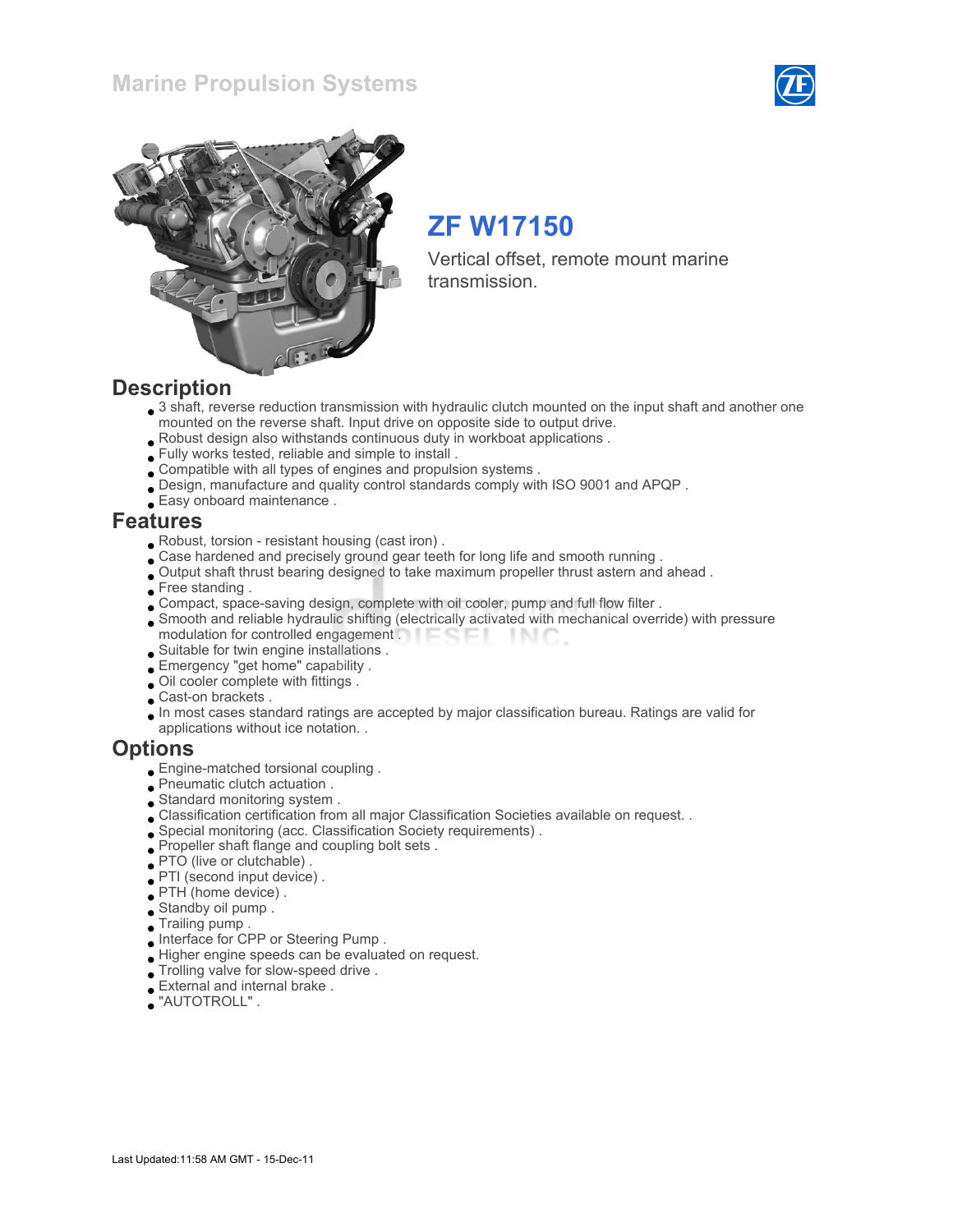# Marine Propulsion Systems

## ZF W17150

Vertical offset, remote mount marine transmission.

## Description

- 3 shaft, reverse reduction transmission with hydraulic clutch mounted on the input shaft and another one mounted on the reverse shaft. Input drive on opposite side to output drive.
- Robust design also withstands continuous duty in workboat applications .
- Fully works tested, reliable and simple to install .
- Compatible with all types of engines and propulsion systems .
- Design, manufacture and quality control standards comply with ISO 9001 and APQP .
- Easy onboard maintenance .

## Features

- Robust, torsion - resistant housing (cast iron) .
- Case hardened and precisely ground gear teeth for long life and smooth running .
- Output shaft thrust bearing designed to take maximum propeller thrust astern and ahead .
- Free standing .
- Compact, space-saving design, complete with oil cooler, pump and full flow filter .
- Smooth and reliable hydraulic shifting (electrically activated with mechanical override) with pressure modulation for controlled engagement .
- Suitable for twin engine installations .
- Emergency "get home" capability .
- Oil cooler complete with fittings .
- Cast-on brackets .
- In most cases standard ratings are accepted by major classification bureau. Ratings are valid for applications without ice notation. .

## Options

- Engine-matched torsional coupling .
- Pneumatic clutch actuation .
- Standard monitoring system .
- Classification certification from all major Classification Societies available on request. .
- Special monitoring (acc. Classification Society requirements) .
- Propeller shaft flange and coupling bolt sets .
- PTO (live or clutchable) .
- PTI (second input device) .
- PTH (home device) .
- Standby oil pump .
- Trailing pump .
- Interface for CPP or Steering Pump .
- Higher engine speeds can be evaluated on request.
- Trolling valve for slow-speed drive .
- External and internal brake .
- "AUTOTROLL" .

Last Updated:11:58 AM GMT - 15-Dec-11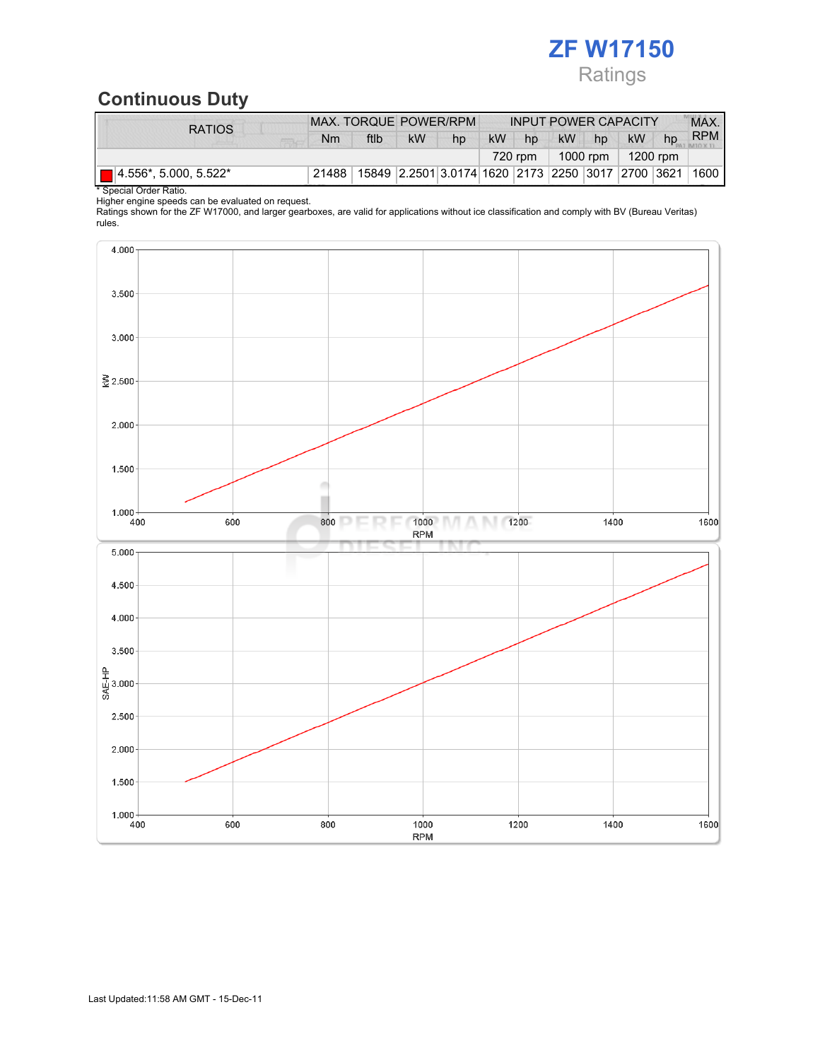# ZF W17150

Ratings

## Continuous Duty

| RATIOS | MAX. TORQUE | | POWER/RPM | | INPUT POWER CAPACITY | | | | | | MAX. RPM |
|---|---|---|---|---|---|---|---|---|---|---|---|
| | Nm | ftlb | kW | hp | kW | hp | kW | hp | kW | hp | |
| | | | | | 720 rpm | | 1000 rpm | | 1200 rpm | | |
| 4.556*, 5.000, 5.522* | 21488 | 15849 | 2.2501 | 3.0174 | 1620 | 2173 | 2250 | 3017 | 2700 | 3621 | 1600 |

\* Special Order Ratio.
Higher engine speeds can be evaluated on request.
Ratings shown for the ZF W17000, and larger gearboxes, are valid for applications without ice classification and comply with BV (Bureau Veritas) rules.

Last Updated:11:58 AM GMT - 15-Dec-11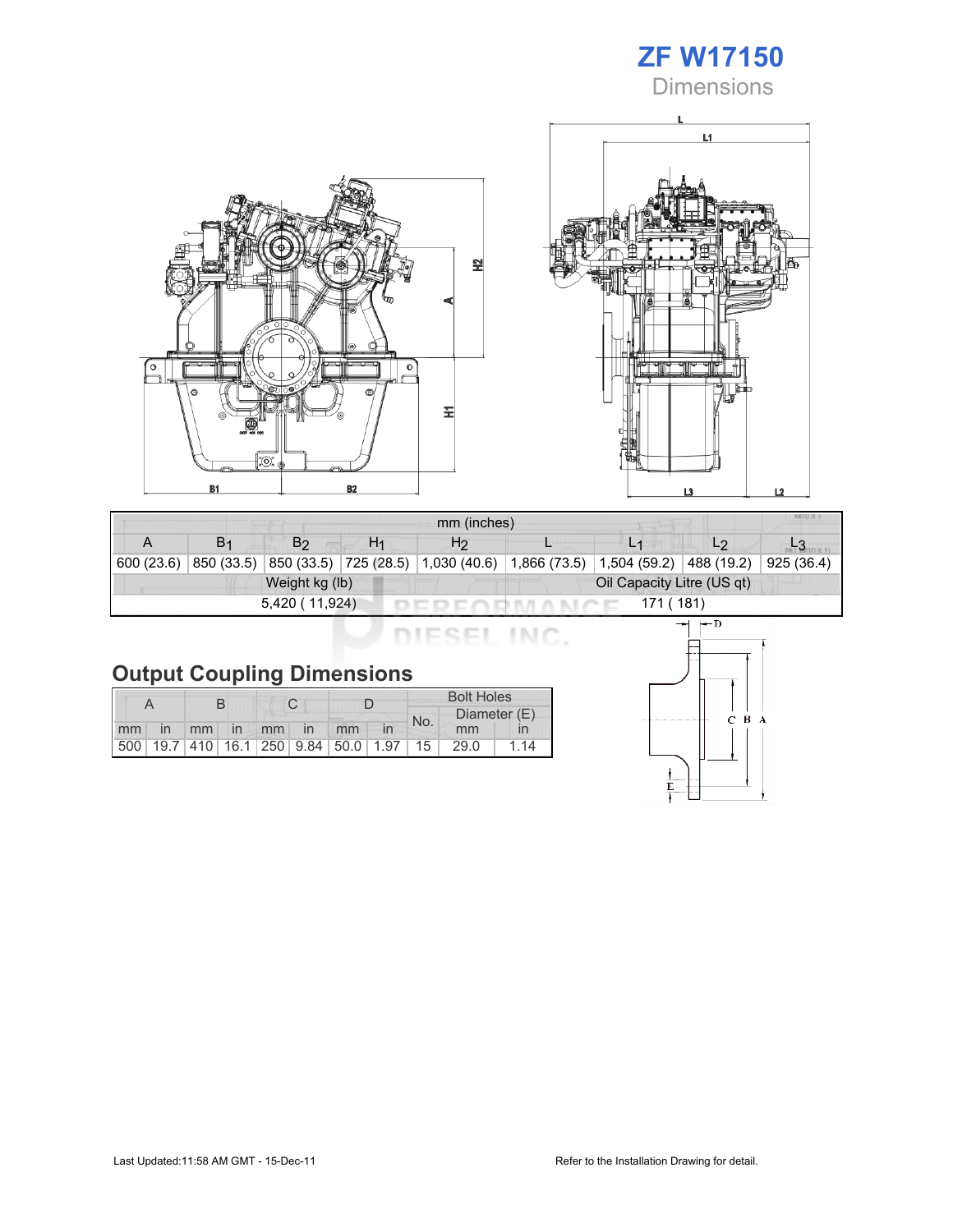# ZF W17150

## Dimensions

| mm (inches) | | | | | | | | |
|---|---|---|---|---|---|---|---|---|
| A | $B_1$ | $B_2$ | $H_1$ | $H_2$ | L | $L_1$ | $L_2$ | $L_3$ |
| 600 (23.6) | 850 (33.5) | 850 (33.5) | 725 (28.5) | 1,030 (40.6) | 1,866 (73.5) | 1,504 (59.2) | 488 (19.2) | 925 (36.4) |
| Weight kg (lb) | | | | | Oil Capacity Litre (US qt) | | | |
| 5,420 ( 11,924) | | | | | 171 ( 181) | | | |

## Output Coupling Dimensions

| A | | B | | C | | D | | Bolt Holes | | |
|---|---|---|---|---|---|---|---|---|---|---|
| | | | | | | | | No. | Diameter (E) | |
| mm | in | mm | in | mm | in | mm | in | | mm | in |
| 500 | 19.7 | 410 | 16.1 | 250 | 9.84 | 50.0 | 1.97 | 15 | 29.0 | 1.14 |

Last Updated:11:58 AM GMT - 15-Dec-11

Refer to the Installation Drawing for detail.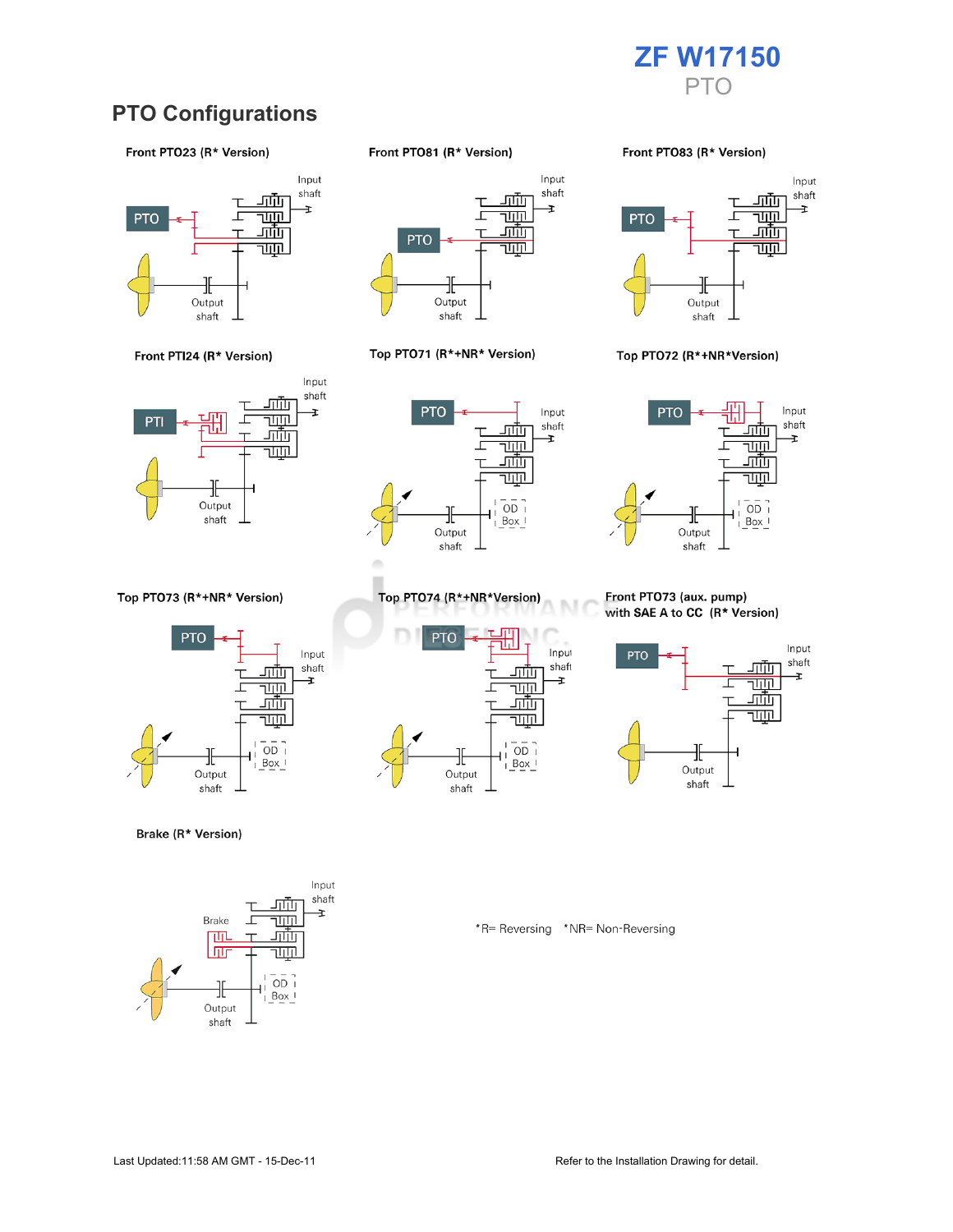# PTO Configurations

Front PTO23 (R* Version)

Front PTO81 (R* Version)

Front PTO83 (R* Version)

Front PTI24 (R* Version)

Top PTO71 (R*+NR* Version)

Top PTO72 (R*+NR*Version)

Top PTO73 (R*+NR* Version)

Top PTO74 (R*+NR*Version)

Front PTO73 (aux. pump) with SAE A to CC (R* Version)

Brake (R* Version)

*R= Reversing *NR= Non-Reversing

Last Updated:11:58 AM GMT - 15-Dec-11

Refer to the Installation Drawing for detail.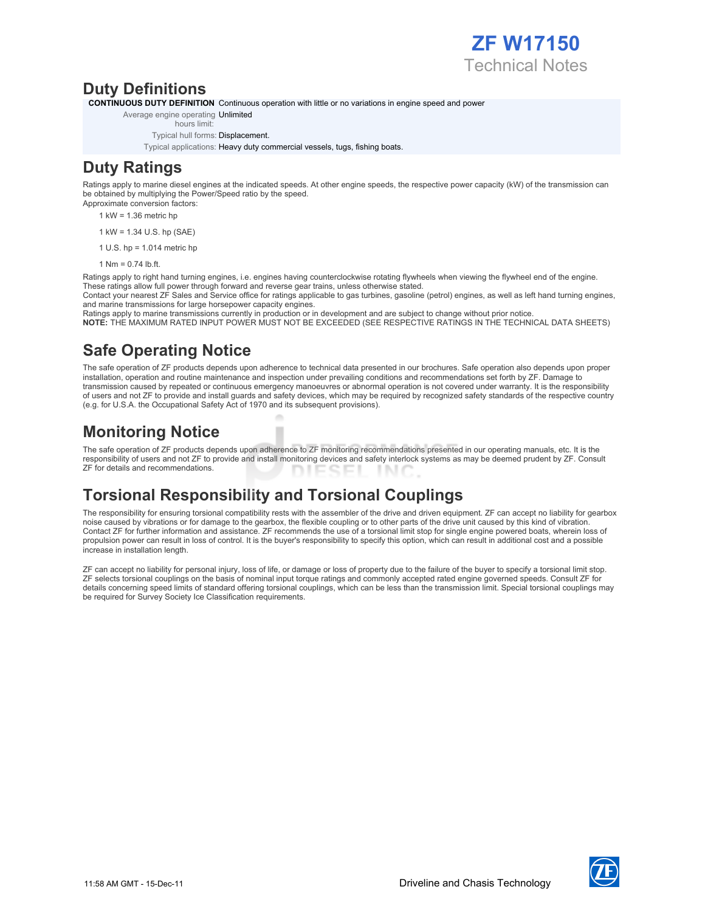# ZF W17150

Technical Notes

## Duty Definitions

| | |
|---|---|
| **CONTINUOUS DUTY DEFINITION** | Continuous operation with little or no variations in engine speed and power |
| Average engine operating hours limit: | Unlimited |
| Typical hull forms: | Displacement. |
| Typical applications: | Heavy duty commercial vessels, tugs, fishing boats. |

## Duty Ratings

Ratings apply to marine diesel engines at the indicated speeds. At other engine speeds, the respective power capacity (kW) of the transmission can be obtained by multiplying the Power/Speed ratio by the speed.
Approximate conversion factors:

1 kW = 1.36 metric hp

1 kW = 1.34 U.S. hp (SAE)

1 U.S. hp = 1.014 metric hp

1 Nm = 0.74 lb.ft.

Ratings apply to right hand turning engines, i.e. engines having counterclockwise rotating flywheels when viewing the flywheel end of the engine. These ratings allow full power through forward and reverse gear trains, unless otherwise stated.
Contact your nearest ZF Sales and Service office for ratings applicable to gas turbines, gasoline (petrol) engines, as well as left hand turning engines, and marine transmissions for large horsepower capacity engines.
Ratings apply to marine transmissions currently in production or in development and are subject to change without prior notice.
**NOTE:** THE MAXIMUM RATED INPUT POWER MUST NOT BE EXCEEDED (SEE RESPECTIVE RATINGS IN THE TECHNICAL DATA SHEETS)

## Safe Operating Notice

The safe operation of ZF products depends upon adherence to technical data presented in our brochures. Safe operation also depends upon proper installation, operation and routine maintenance and inspection under prevailing conditions and recommendations set forth by ZF. Damage to transmission caused by repeated or continuous emergency manoeuvres or abnormal operation is not covered under warranty. It is the responsibility of users and not ZF to provide and install guards and safety devices, which may be required by recognized safety standards of the respective country (e.g. for U.S.A. the Occupational Safety Act of 1970 and its subsequent provisions).

## Monitoring Notice

The safe operation of ZF products depends upon adherence to ZF monitoring recommendations presented in our operating manuals, etc. It is the responsibility of users and not ZF to provide and install monitoring devices and safety interlock systems as may be deemed prudent by ZF. Consult ZF for details and recommendations.

## Torsional Responsibility and Torsional Couplings

The responsibility for ensuring torsional compatibility rests with the assembler of the drive and driven equipment. ZF can accept no liability for gearbox noise caused by vibrations or for damage to the gearbox, the flexible coupling or to other parts of the drive unit caused by this kind of vibration. Contact ZF for further information and assistance. ZF recommends the use of a torsional limit stop for single engine powered boats, wherein loss of propulsion power can result in loss of control. It is the buyer's responsibility to specify this option, which can result in additional cost and a possible increase in installation length.

ZF can accept no liability for personal injury, loss of life, or damage or loss of property due to the failure of the buyer to specify a torsional limit stop. ZF selects torsional couplings on the basis of nominal input torque ratings and commonly accepted rated engine governed speeds. Consult ZF for details concerning speed limits of standard offering torsional couplings, which can be less than the transmission limit. Special torsional couplings may be required for Survey Society Ice Classification requirements.

11:58 AM GMT - 15-Dec-11

Driveline and Chasis Technology